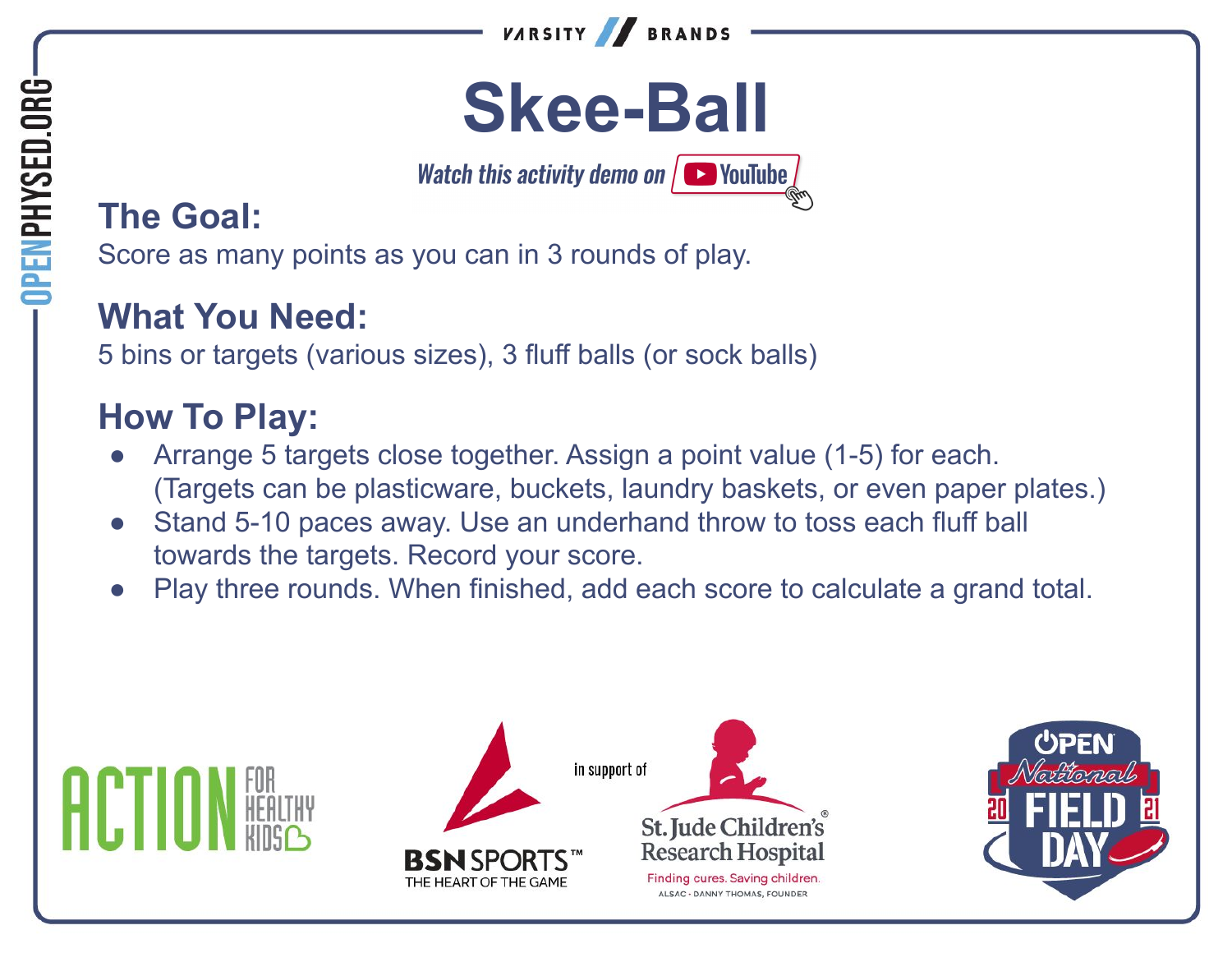# Skee-Ball

*Watch this activity demo on YouTube*

## The Goal:

Score as many points as you can in 3 rounds of play.

## What You Need:

5 bins or targets (various sizes), 3 fluff balls (or sock balls)

## How To Play:

- Arrange 5 targets close together. Assign a point value (1-5) for each. (Targets can be plasticware, buckets, laundry baskets, or even paper plates.)
- Stand 5-10 paces away. Use an underhand throw to toss each fluff ball towards the targets. Record your score.
- Play three rounds. When finished, add each score to calculate a grand total.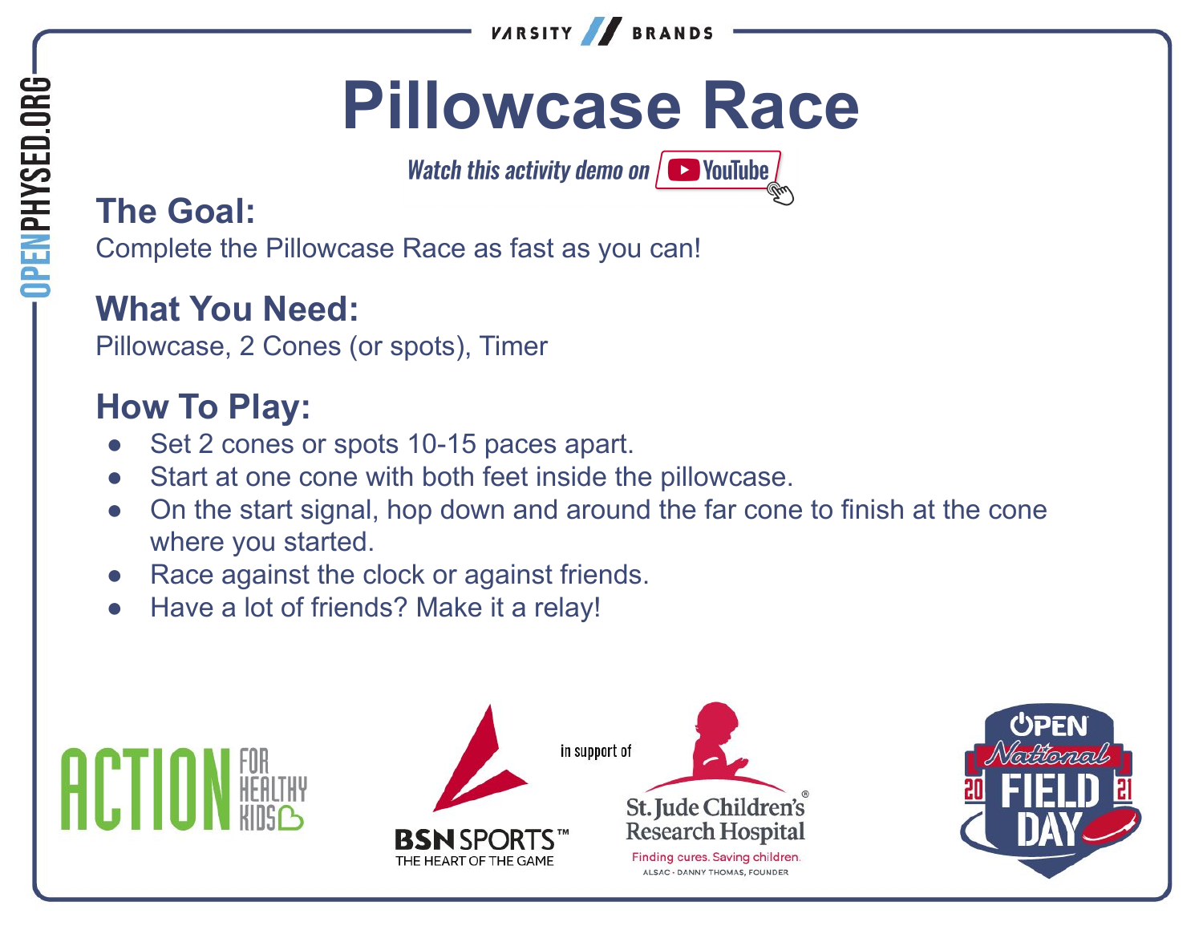# Pillowcase Race

*Watch this activity demo on YouTube*

## The Goal:

Complete the Pillowcase Race as fast as you can!

## What You Need:

Pillowcase, 2 Cones (or spots), Timer

## How To Play:

- Set 2 cones or spots 10-15 paces apart.
- Start at one cone with both feet inside the pillowcase.
- On the start signal, hop down and around the far cone to finish at the cone where you started.
- Race against the clock or against friends.
- Have a lot of friends? Make it a relay!

in support of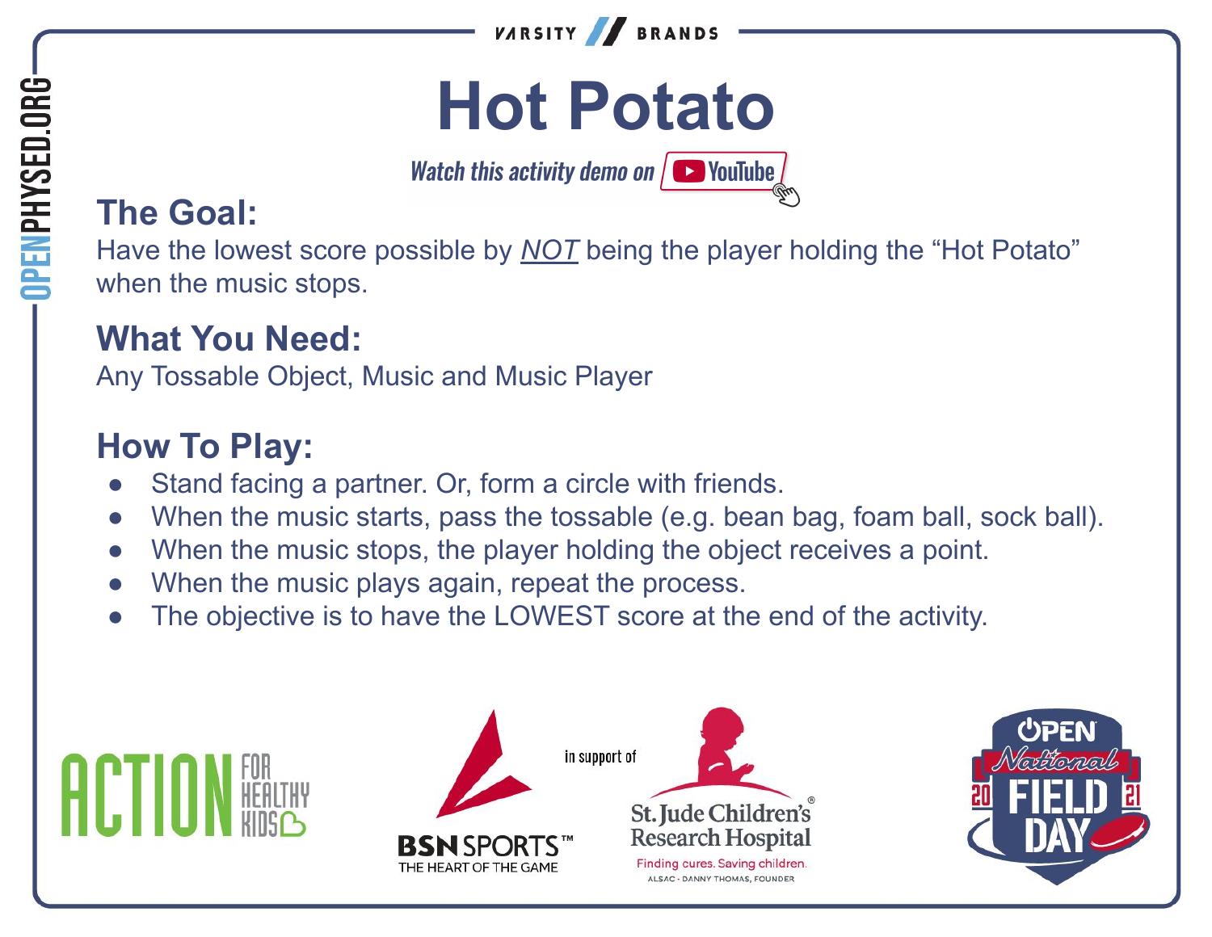# Hot Potato

*Watch this activity demo on YouTube*

## The Goal:

Have the lowest score possible by _NOT_ being the player holding the “Hot Potato” when the music stops.

## What You Need:

Any Tossable Object, Music and Music Player

## How To Play:

- Stand facing a partner. Or, form a circle with friends.
- When the music starts, pass the tossable (e.g. bean bag, foam ball, sock ball).
- When the music stops, the player holding the object receives a point.
- When the music plays again, repeat the process.
- The objective is to have the LOWEST score at the end of the activity.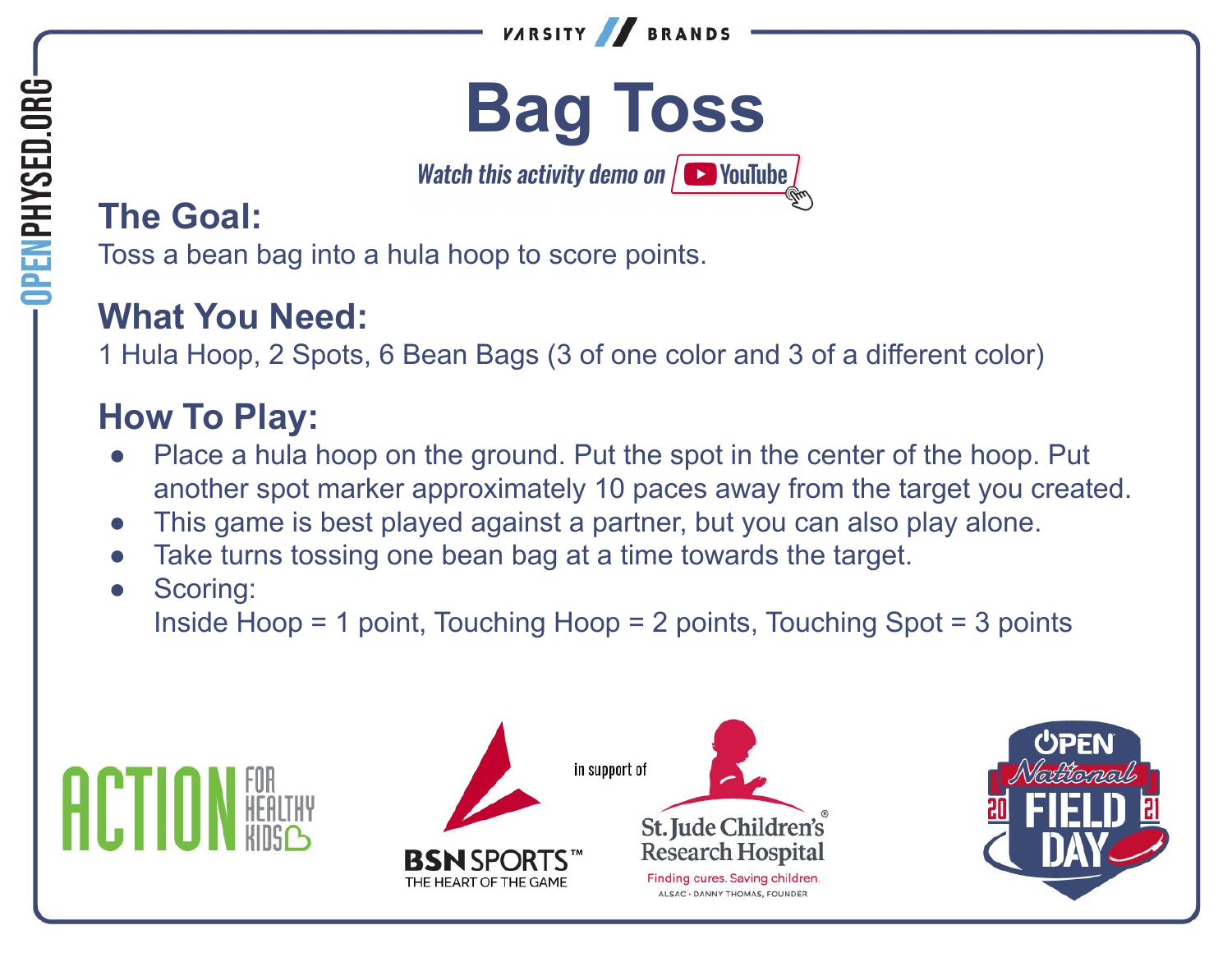# Bag Toss

*Watch this activity demo on YouTube*

## The Goal:

Toss a bean bag into a hula hoop to score points.

## What You Need:

1 Hula Hoop, 2 Spots, 6 Bean Bags (3 of one color and 3 of a different color)

## How To Play:

- Place a hula hoop on the ground. Put the spot in the center of the hoop. Put another spot marker approximately 10 paces away from the target you created.
- This game is best played against a partner, but you can also play alone.
- Take turns tossing one bean bag at a time towards the target.
- Scoring:
  Inside Hoop = 1 point, Touching Hoop = 2 points, Touching Spot = 3 points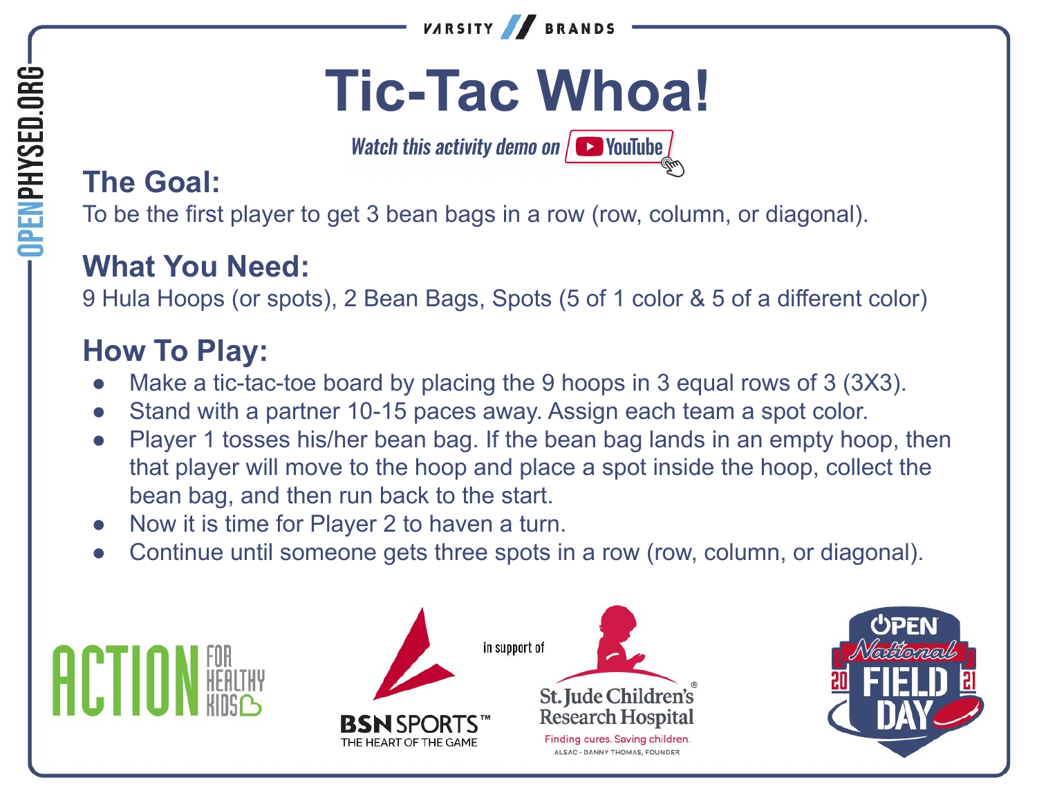# Tic-Tac Whoa!

*Watch this activity demo on YouTube*

## The Goal:

To be the first player to get 3 bean bags in a row (row, column, or diagonal).

## What You Need:

9 Hula Hoops (or spots), 2 Bean Bags, Spots (5 of 1 color & 5 of a different color)

## How To Play:

- Make a tic-tac-toe board by placing the 9 hoops in 3 equal rows of 3 (3X3).
- Stand with a partner 10-15 paces away. Assign each team a spot color.
- Player 1 tosses his/her bean bag. If the bean bag lands in an empty hoop, then that player will move to the hoop and place a spot inside the hoop, collect the bean bag, and then run back to the start.
- Now it is time for Player 2 to haven a turn.
- Continue until someone gets three spots in a row (row, column, or diagonal).